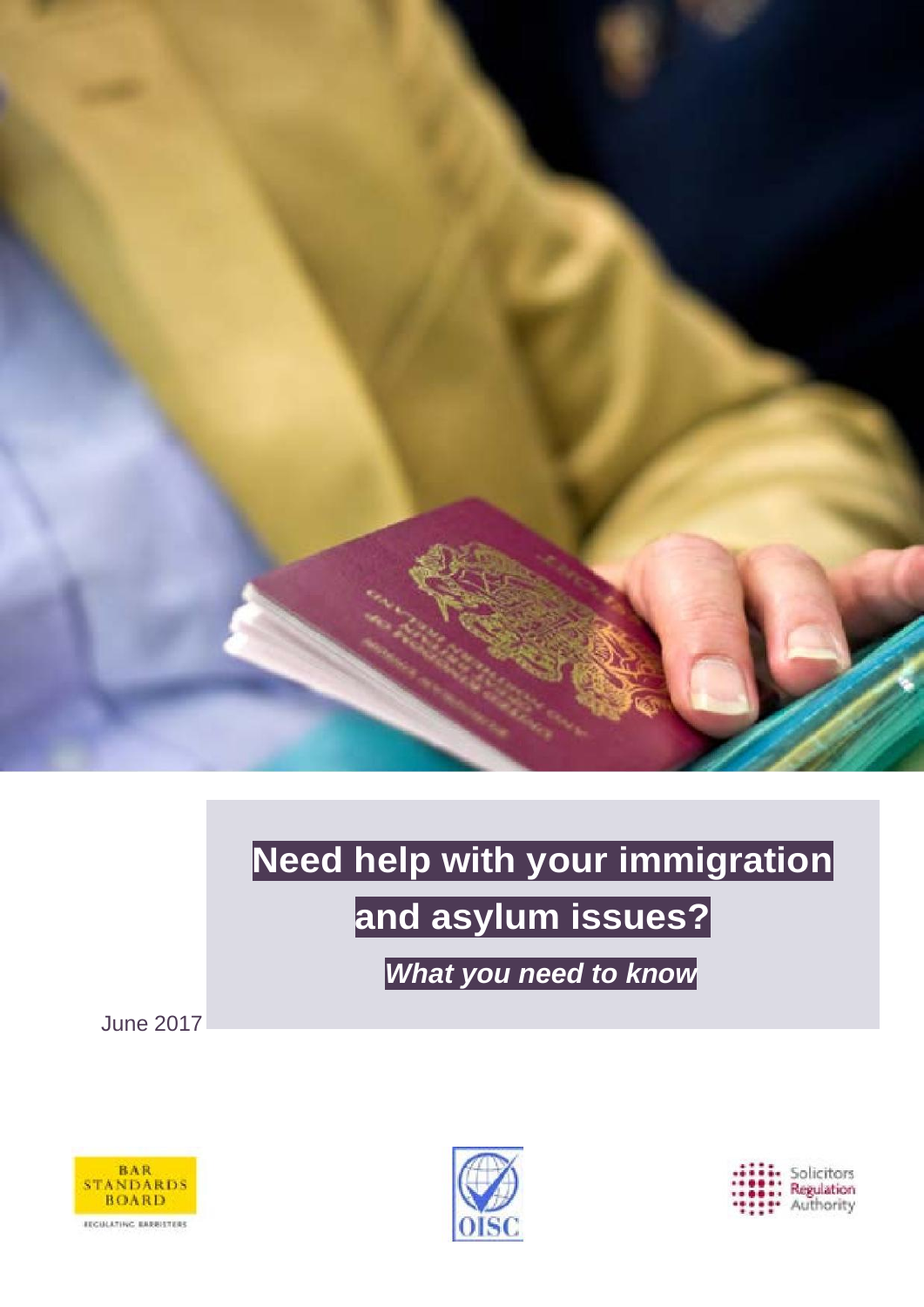# Need help with your immigration and asylum issues?

***What you need to know***

June 2017

BAR STANDARDS BOARD
REGULATING BARRISTERS

OISC

Solicitors Regulation Authority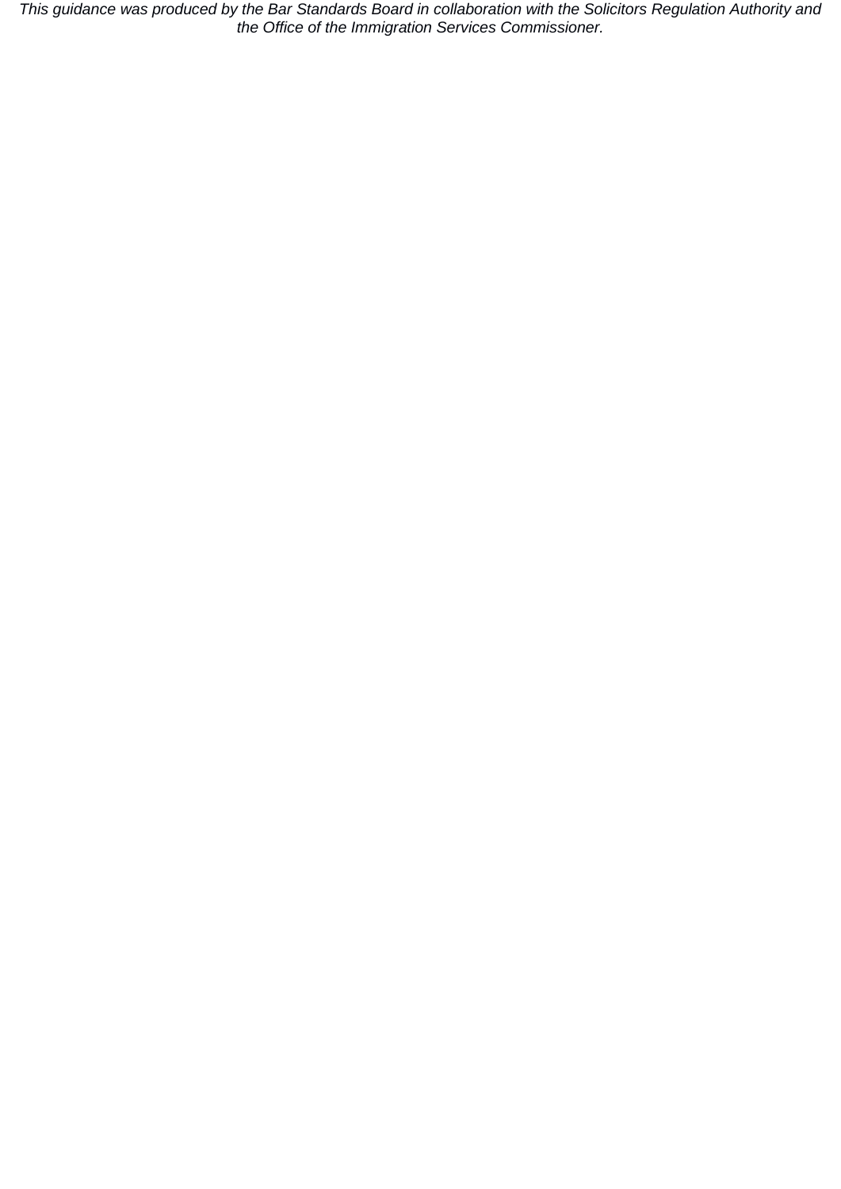*This guidance was produced by the Bar Standards Board in collaboration with the Solicitors Regulation Authority and the Office of the Immigration Services Commissioner.*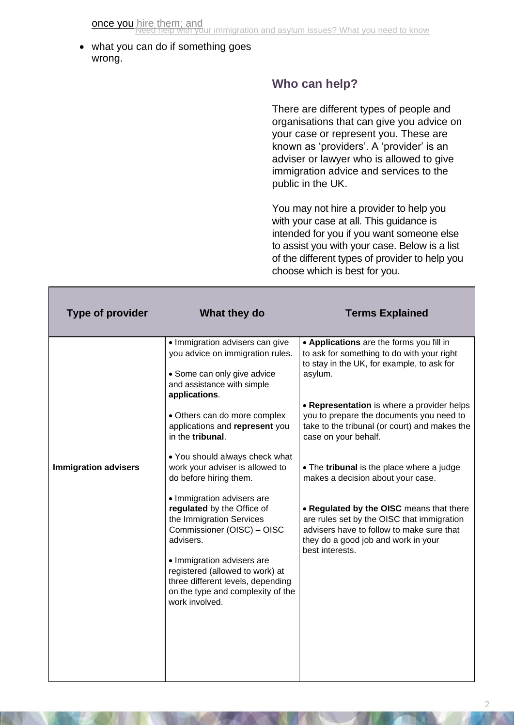once you hire them; and

- what you can do if something goes wrong.

## Who can help?

There are different types of people and organisations that can give you advice on your case or represent you. These are known as 'providers'. A 'provider' is an adviser or lawyer who is allowed to give immigration advice and services to the public in the UK.

You may not hire a provider to help you with your case at all. This guidance is intended for you if you want someone else to assist you with your case. Below is a list of the different types of provider to help you choose which is best for you.

| Type of provider | What they do | Terms Explained |
|---|---|---|
| **Immigration advisers** | • Immigration advisers can give you advice on immigration rules.<br><br>• Some can only give advice and assistance with simple **applications**.<br><br>• Others can do more complex applications and **represent** you in the **tribunal**.<br><br>• You should always check what work your adviser is allowed to do before hiring them.<br><br>• Immigration advisers are **regulated** by the Office of the Immigration Services Commissioner (OISC) – OISC advisers.<br><br>• Immigration advisers are registered (allowed to work) at three different levels, depending on the type and complexity of the work involved. | • **Applications** are the forms you fill in to ask for something to do with your right to stay in the UK, for example, to ask for asylum.<br><br>• **Representation** is where a provider helps you to prepare the documents you need to take to the tribunal (or court) and makes the case on your behalf.<br><br>• The **tribunal** is the place where a judge makes a decision about your case.<br><br>• **Regulated by the OISC** means that there are rules set by the OISC that immigration advisers have to follow to make sure that they do a good job and work in your best interests. |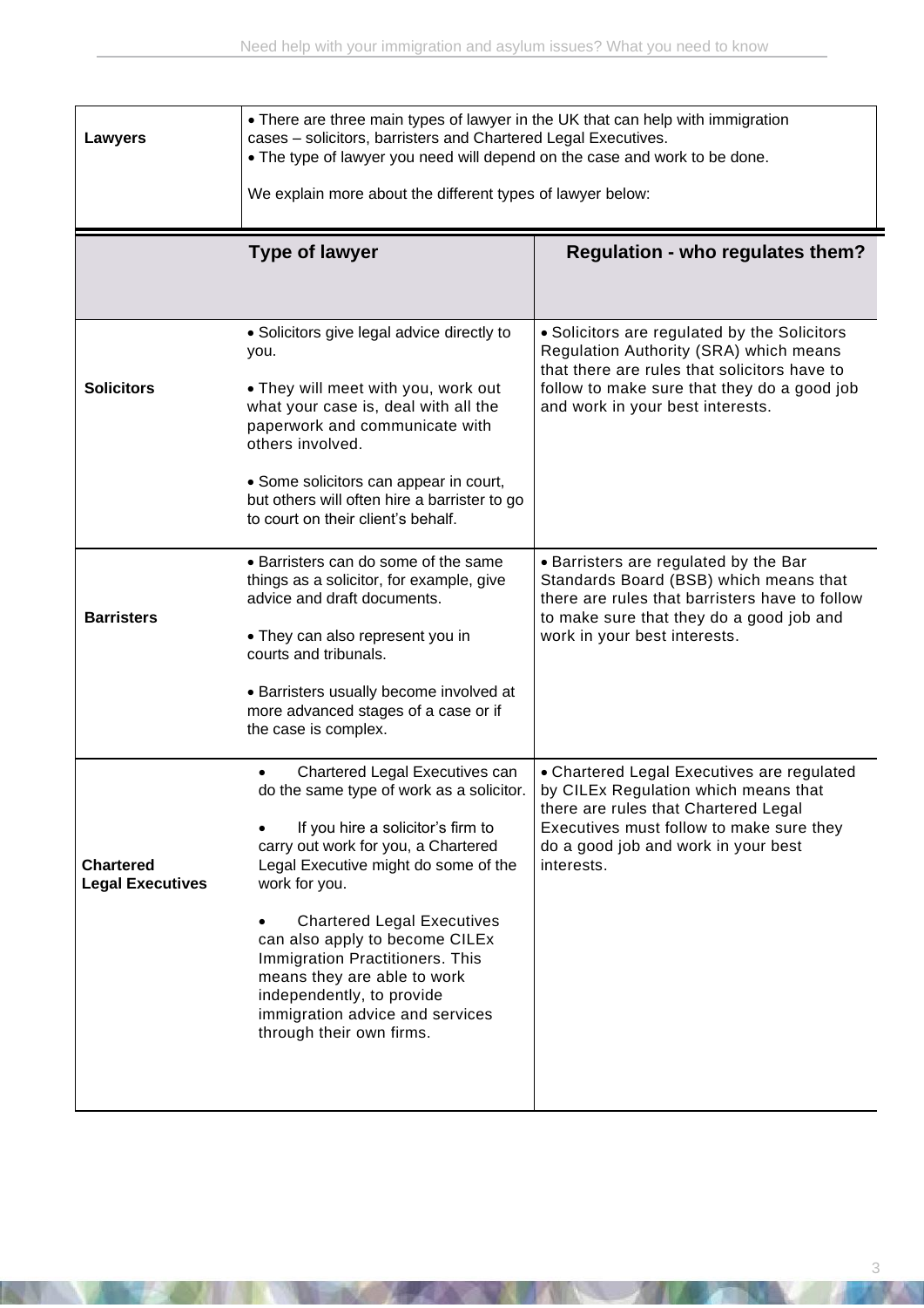| **Lawyers** | • There are three main types of lawyer in the UK that can help with immigration cases – solicitors, barristers and Chartered Legal Executives.<br>• The type of lawyer you need will depend on the case and work to be done.<br><br>We explain more about the different types of lawyer below: | |
|---|---|---|
| | **Type of lawyer** | **Regulation - who regulates them?** |
| **Solicitors** | • Solicitors give legal advice directly to you.<br><br>• They will meet with you, work out what your case is, deal with all the paperwork and communicate with others involved.<br><br>• Some solicitors can appear in court, but others will often hire a barrister to go to court on their client's behalf. | • Solicitors are regulated by the Solicitors Regulation Authority (SRA) which means that there are rules that solicitors have to follow to make sure that they do a good job and work in your best interests. |
| **Barristers** | • Barristers can do some of the same things as a solicitor, for example, give advice and draft documents.<br><br>• They can also represent you in courts and tribunals.<br><br>• Barristers usually become involved at more advanced stages of a case or if the case is complex. | • Barristers are regulated by the Bar Standards Board (BSB) which means that there are rules that barristers have to follow to make sure that they do a good job and work in your best interests. |
| **Chartered Legal Executives** | • Chartered Legal Executives can do the same type of work as a solicitor.<br><br>• If you hire a solicitor's firm to carry out work for you, a Chartered Legal Executive might do some of the work for you.<br><br>• Chartered Legal Executives can also apply to become CILEx Immigration Practitioners. This means they are able to work independently, to provide immigration advice and services through their own firms. | • Chartered Legal Executives are regulated by CILEx Regulation which means that there are rules that Chartered Legal Executives must follow to make sure they do a good job and work in your best interests. |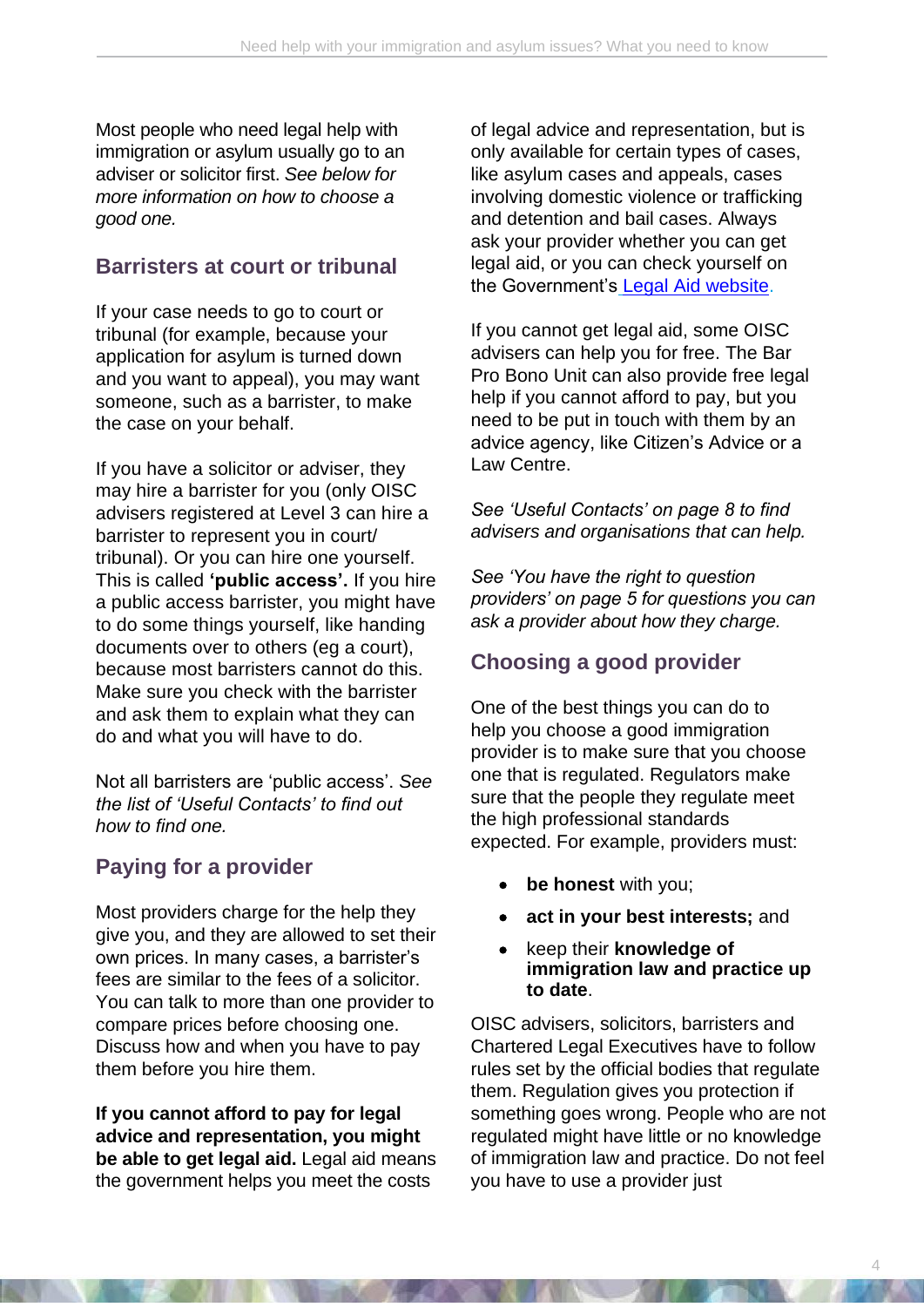Most people who need legal help with immigration or asylum usually go to an adviser or solicitor first. *See below for more information on how to choose a good one.*

## Barristers at court or tribunal

If your case needs to go to court or tribunal (for example, because your application for asylum is turned down and you want to appeal), you may want someone, such as a barrister, to make the case on your behalf.

If you have a solicitor or adviser, they may hire a barrister for you (only OISC advisers registered at Level 3 can hire a barrister to represent you in court/ tribunal). Or you can hire one yourself. This is called **'public access'.** If you hire a public access barrister, you might have to do some things yourself, like handing documents over to others (eg a court), because most barristers cannot do this. Make sure you check with the barrister and ask them to explain what they can do and what you will have to do.

Not all barristers are 'public access'. *See the list of 'Useful Contacts' to find out how to find one.*

## Paying for a provider

Most providers charge for the help they give you, and they are allowed to set their own prices. In many cases, a barrister's fees are similar to the fees of a solicitor. You can talk to more than one provider to compare prices before choosing one. Discuss how and when you have to pay them before you hire them.

**If you cannot afford to pay for legal advice and representation, you might be able to get legal aid.** Legal aid means the government helps you meet the costs of legal advice and representation, but is only available for certain types of cases, like asylum cases and appeals, cases involving domestic violence or trafficking and detention and bail cases. Always ask your provider whether you can get legal aid, or you can check yourself on the Government's [Legal Aid website](https://www.gov.uk/legal-aid).

If you cannot get legal aid, some OISC advisers can help you for free. The Bar Pro Bono Unit can also provide free legal help if you cannot afford to pay, but you need to be put in touch with them by an advice agency, like Citizen's Advice or a Law Centre.

*See 'Useful Contacts' on page 8 to find advisers and organisations that can help.*

*See 'You have the right to question providers' on page 5 for questions you can ask a provider about how they charge.*

## Choosing a good provider

One of the best things you can do to help you choose a good immigration provider is to make sure that you choose one that is regulated. Regulators make sure that the people they regulate meet the high professional standards expected. For example, providers must:

- **be honest** with you;
- **act in your best interests;** and
- keep their **knowledge of immigration law and practice up to date**.

OISC advisers, solicitors, barristers and Chartered Legal Executives have to follow rules set by the official bodies that regulate them. Regulation gives you protection if something goes wrong. People who are not regulated might have little or no knowledge of immigration law and practice. Do not feel you have to use a provider just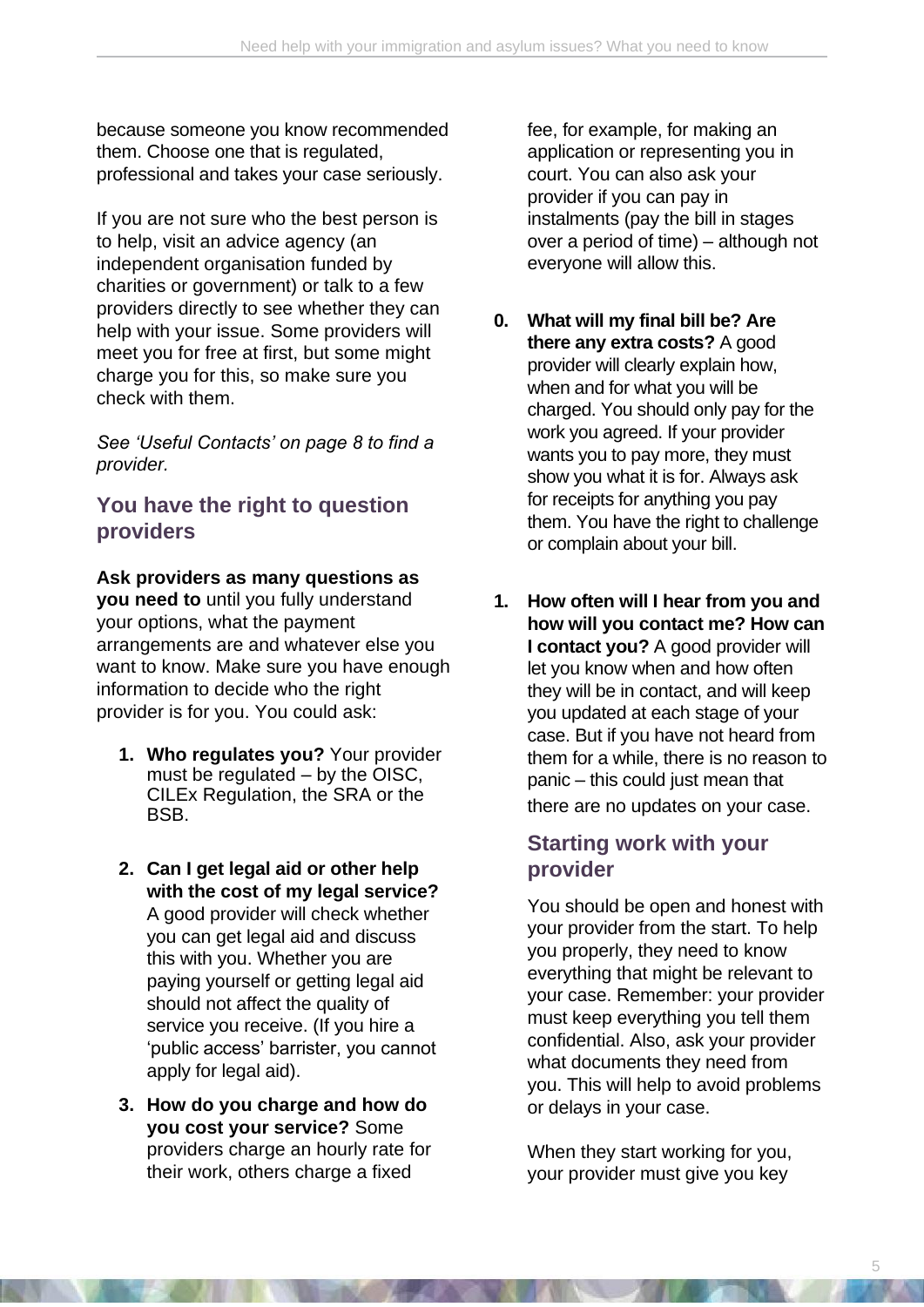because someone you know recommended them. Choose one that is regulated, professional and takes your case seriously.

If you are not sure who the best person is to help, visit an advice agency (an independent organisation funded by charities or government) or talk to a few providers directly to see whether they can help with your issue. Some providers will meet you for free at first, but some might charge you for this, so make sure you check with them.

*See 'Useful Contacts' on page 8 to find a provider.*

## You have the right to question providers

**Ask providers as many questions as you need to** until you fully understand your options, what the payment arrangements are and whatever else you want to know. Make sure you have enough information to decide who the right provider is for you. You could ask:

1. **Who regulates you?** Your provider must be regulated – by the OISC, CILEx Regulation, the SRA or the BSB.

2. **Can I get legal aid or other help with the cost of my legal service?** A good provider will check whether you can get legal aid and discuss this with you. Whether you are paying yourself or getting legal aid should not affect the quality of service you receive. (If you hire a 'public access' barrister, you cannot apply for legal aid).

3. **How do you charge and how do you cost your service?** Some providers charge an hourly rate for their work, others charge a fixed fee, for example, for making an application or representing you in court. You can also ask your provider if you can pay in instalments (pay the bill in stages over a period of time) – although not everyone will allow this.

0. **What will my final bill be? Are there any extra costs?** A good provider will clearly explain how, when and for what you will be charged. You should only pay for the work you agreed. If your provider wants you to pay more, they must show you what it is for. Always ask for receipts for anything you pay them. You have the right to challenge or complain about your bill.

1. **How often will I hear from you and how will you contact me? How can I contact you?** A good provider will let you know when and how often they will be in contact, and will keep you updated at each stage of your case. But if you have not heard from them for a while, there is no reason to panic – this could just mean that there are no updates on your case.

## Starting work with your provider

You should be open and honest with your provider from the start. To help you properly, they need to know everything that might be relevant to your case. Remember: your provider must keep everything you tell them confidential. Also, ask your provider what documents they need from you. This will help to avoid problems or delays in your case.

When they start working for you, your provider must give you key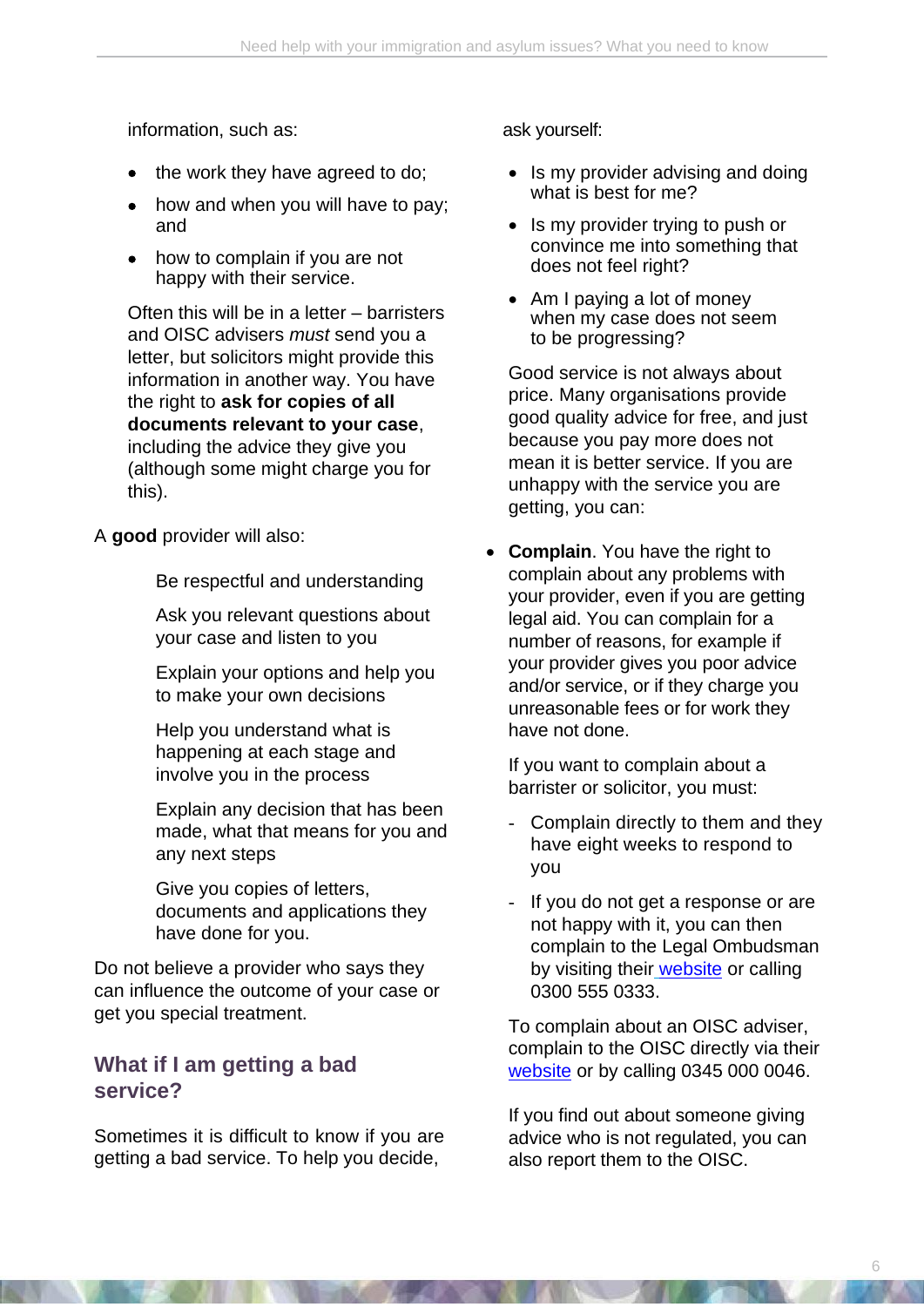information, such as:

- the work they have agreed to do;
- how and when you will have to pay; and
- how to complain if you are not happy with their service.

Often this will be in a letter – barristers and OISC advisers *must* send you a letter, but solicitors might provide this information in another way. You have the right to **ask for copies of all documents relevant to your case**, including the advice they give you (although some might charge you for this).

A **good** provider will also:

Be respectful and understanding

Ask you relevant questions about your case and listen to you

Explain your options and help you to make your own decisions

Help you understand what is happening at each stage and involve you in the process

Explain any decision that has been made, what that means for you and any next steps

Give you copies of letters, documents and applications they have done for you.

Do not believe a provider who says they can influence the outcome of your case or get you special treatment.

## What if I am getting a bad service?

Sometimes it is difficult to know if you are getting a bad service. To help you decide, ask yourself:

- Is my provider advising and doing what is best for me?
- Is my provider trying to push or convince me into something that does not feel right?
- Am I paying a lot of money when my case does not seem to be progressing?

Good service is not always about price. Many organisations provide good quality advice for free, and just because you pay more does not mean it is better service. If you are unhappy with the service you are getting, you can:

- **Complain**. You have the right to complain about any problems with your provider, even if you are getting legal aid. You can complain for a number of reasons, for example if your provider gives you poor advice and/or service, or if they charge you unreasonable fees or for work they have not done.

  If you want to complain about a barrister or solicitor, you must:

  - Complain directly to them and they have eight weeks to respond to you
  - If you do not get a response or are not happy with it, you can then complain to the Legal Ombudsman by visiting their website or calling 0300 555 0333.

  To complain about an OISC adviser, complain to the OISC directly via their website or by calling 0345 000 0046.

  If you find out about someone giving advice who is not regulated, you can also report them to the OISC.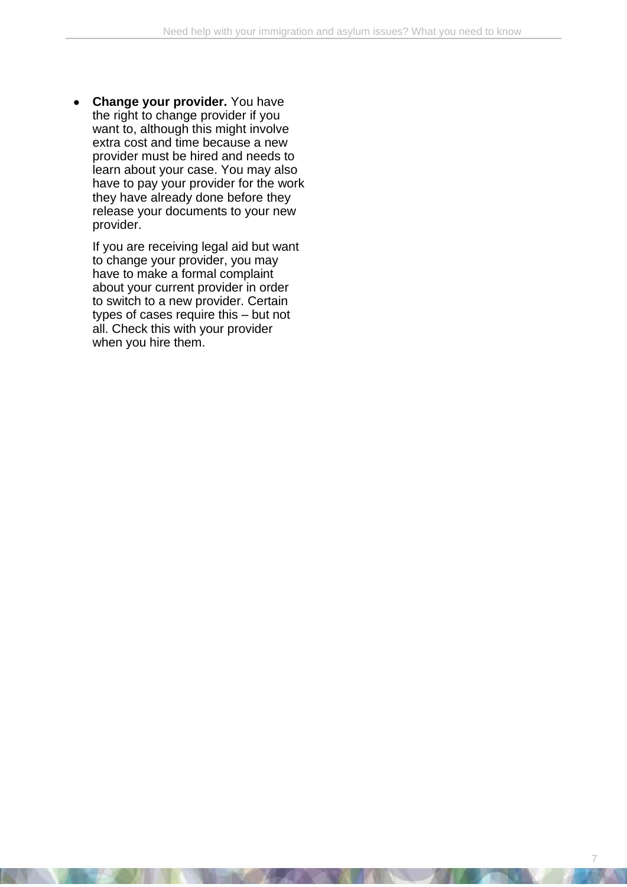- **Change your provider.** You have the right to change provider if you want to, although this might involve extra cost and time because a new provider must be hired and needs to learn about your case. You may also have to pay your provider for the work they have already done before they release your documents to your new provider.

  If you are receiving legal aid but want to change your provider, you may have to make a formal complaint about your current provider in order to switch to a new provider. Certain types of cases require this – but not all. Check this with your provider when you hire them.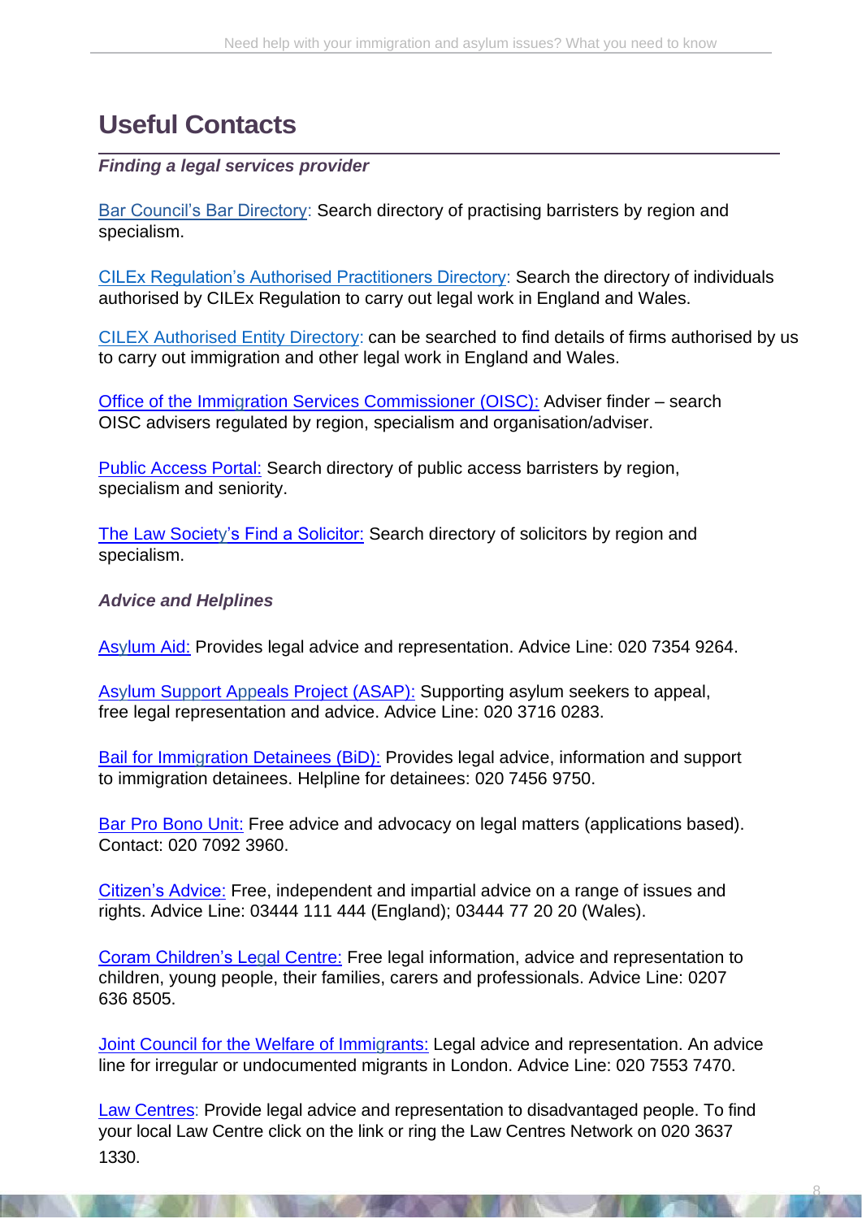# Useful Contacts

***Finding a legal services provider***

Bar Council's Bar Directory: Search directory of practising barristers by region and specialism.

CILEx Regulation's Authorised Practitioners Directory: Search the directory of individuals authorised by CILEx Regulation to carry out legal work in England and Wales.

CILEX Authorised Entity Directory: can be searched to find details of firms authorised by us to carry out immigration and other legal work in England and Wales.

Office of the Immigration Services Commissioner (OISC): Adviser finder – search OISC advisers regulated by region, specialism and organisation/adviser.

Public Access Portal: Search directory of public access barristers by region, specialism and seniority.

The Law Society's Find a Solicitor: Search directory of solicitors by region and specialism.

***Advice and Helplines***

Asylum Aid: Provides legal advice and representation. Advice Line: 020 7354 9264.

Asylum Support Appeals Project (ASAP): Supporting asylum seekers to appeal, free legal representation and advice. Advice Line: 020 3716 0283.

Bail for Immigration Detainees (BiD): Provides legal advice, information and support to immigration detainees. Helpline for detainees: 020 7456 9750.

Bar Pro Bono Unit: Free advice and advocacy on legal matters (applications based). Contact: 020 7092 3960.

Citizen's Advice: Free, independent and impartial advice on a range of issues and rights. Advice Line: 03444 111 444 (England); 03444 77 20 20 (Wales).

Coram Children's Legal Centre: Free legal information, advice and representation to children, young people, their families, carers and professionals. Advice Line: 0207 636 8505.

Joint Council for the Welfare of Immigrants: Legal advice and representation. An advice line for irregular or undocumented migrants in London. Advice Line: 020 7553 7470.

Law Centres: Provide legal advice and representation to disadvantaged people. To find your local Law Centre click on the link or ring the Law Centres Network on 020 3637 1330.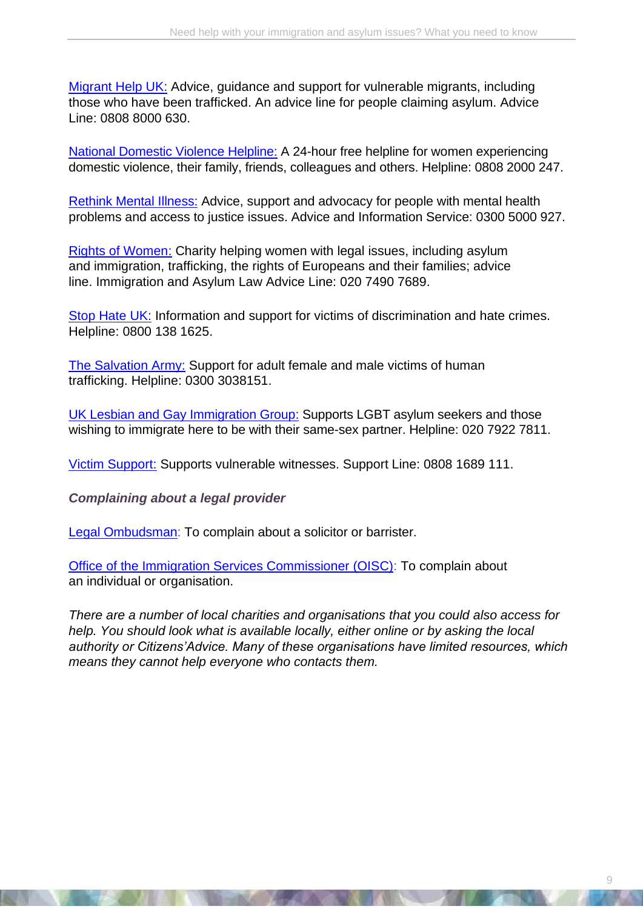Migrant Help UK: Advice, guidance and support for vulnerable migrants, including those who have been trafficked. An advice line for people claiming asylum. Advice Line: 0808 8000 630.

National Domestic Violence Helpline: A 24-hour free helpline for women experiencing domestic violence, their family, friends, colleagues and others. Helpline: 0808 2000 247.

Rethink Mental Illness: Advice, support and advocacy for people with mental health problems and access to justice issues. Advice and Information Service: 0300 5000 927.

Rights of Women: Charity helping women with legal issues, including asylum and immigration, trafficking, the rights of Europeans and their families; advice line. Immigration and Asylum Law Advice Line: 020 7490 7689.

Stop Hate UK: Information and support for victims of discrimination and hate crimes. Helpline: 0800 138 1625.

The Salvation Army: Support for adult female and male victims of human trafficking. Helpline: 0300 3038151.

UK Lesbian and Gay Immigration Group: Supports LGBT asylum seekers and those wishing to immigrate here to be with their same-sex partner. Helpline: 020 7922 7811.

Victim Support: Supports vulnerable witnesses. Support Line: 0808 1689 111.

***Complaining about a legal provider***

Legal Ombudsman: To complain about a solicitor or barrister.

Office of the Immigration Services Commissioner (OISC): To complain about an individual or organisation.

*There are a number of local charities and organisations that you could also access for help. You should look what is available locally, either online or by asking the local authority or Citizens'Advice. Many of these organisations have limited resources, which means they cannot help everyone who contacts them.*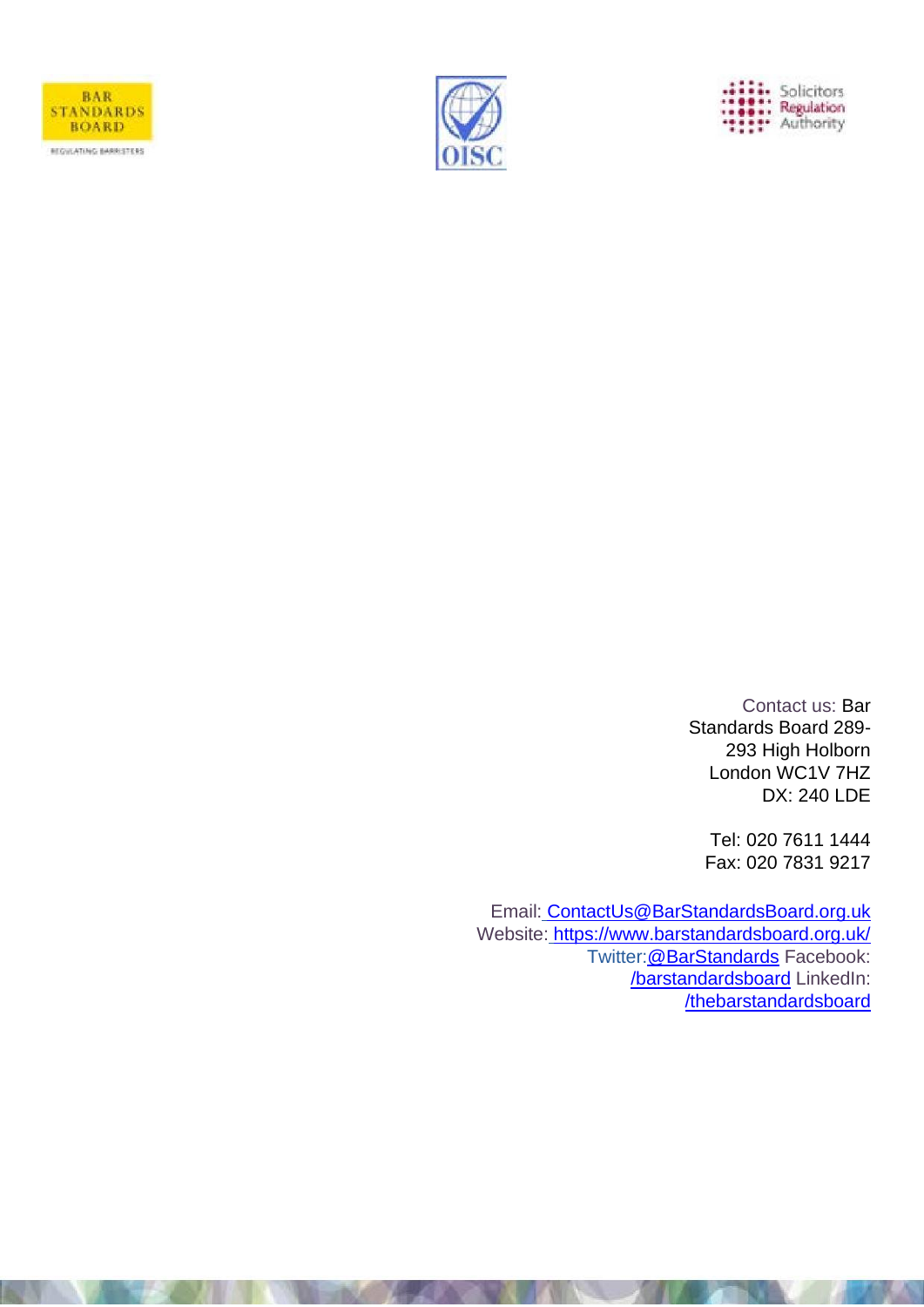Contact us: Bar Standards Board 289-293 High Holborn
London WC1V 7HZ
DX: 240 LDE

Tel: 020 7611 1444
Fax: 020 7831 9217

Email: ContactUs@BarStandardsBoard.org.uk
Website: https://www.barstandardsboard.org.uk/
Twitter:@BarStandards Facebook: /barstandardsboard LinkedIn: /thebarstandardsboard